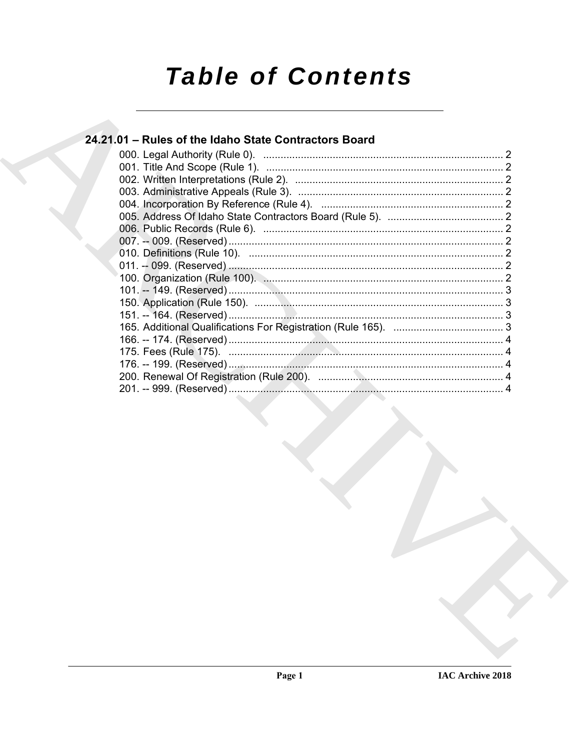# Table of Contents

## 24.21.01 – Rules of the Idaho State Contractors Board

000. Legal Authority (Rule 0). ................................................................................... 2
001. Title And Scope (Rule 1). ................................................................................... 2
002. Written Interpretations (Rule 2). ........................................................................ 2
003. Administrative Appeals (Rule 3). ....................................................................... 2
004. Incorporation By Reference (Rule 4). ............................................................... 2
005. Address Of Idaho State Contractors Board (Rule 5). ........................................ 2
006. Public Records (Rule 6). ................................................................................... 2
007. -- 009. (Reserved) ............................................................................................... 2
010. Definitions (Rule 10). ........................................................................................ 2
011. -- 099. (Reserved) ............................................................................................... 2
100. Organization (Rule 100). ................................................................................... 2
101. -- 149. (Reserved) ............................................................................................... 3
150. Application (Rule 150). ...................................................................................... 3
151. -- 164. (Reserved) ............................................................................................... 3
165. Additional Qualifications For Registration (Rule 165). ...................................... 3
166. -- 174. (Reserved) ............................................................................................... 4
175. Fees (Rule 175). ............................................................................................... 4
176. -- 199. (Reserved) ............................................................................................... 4
200. Renewal Of Registration (Rule 200). ................................................................ 4
201. -- 999. (Reserved) ............................................................................................... 4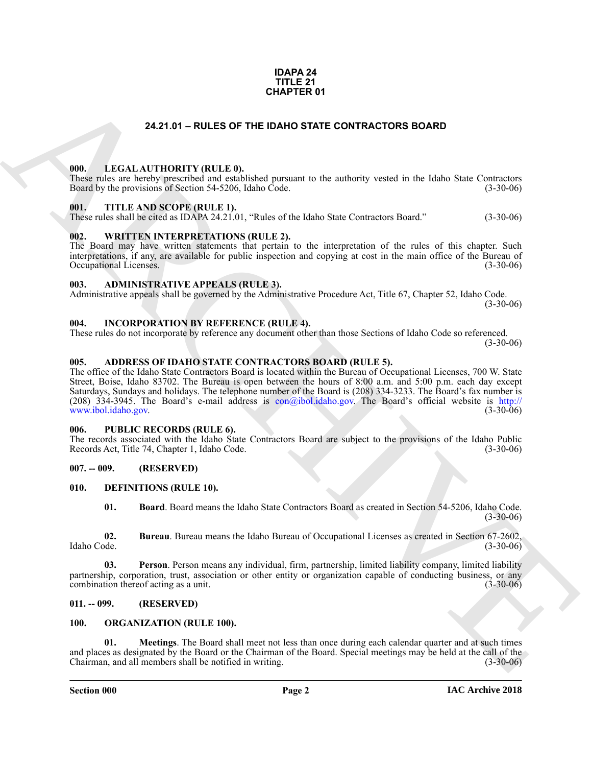**IDAPA 24**
**TITLE 21**
**CHAPTER 01**

# 24.21.01 – RULES OF THE IDAHO STATE CONTRACTORS BOARD

### 000. LEGAL AUTHORITY (RULE 0).

These rules are hereby prescribed and established pursuant to the authority vested in the Idaho State Contractors Board by the provisions of Section 54-5206, Idaho Code. (3-30-06)

### 001. TITLE AND SCOPE (RULE 1).

These rules shall be cited as IDAPA 24.21.01, "Rules of the Idaho State Contractors Board." (3-30-06)

### 002. WRITTEN INTERPRETATIONS (RULE 2).

The Board may have written statements that pertain to the interpretation of the rules of this chapter. Such interpretations, if any, are available for public inspection and copying at cost in the main office of the Bureau of Occupational Licenses. (3-30-06)

### 003. ADMINISTRATIVE APPEALS (RULE 3).

Administrative appeals shall be governed by the Administrative Procedure Act, Title 67, Chapter 52, Idaho Code. (3-30-06)

### 004. INCORPORATION BY REFERENCE (RULE 4).

These rules do not incorporate by reference any document other than those Sections of Idaho Code so referenced. (3-30-06)

### 005. ADDRESS OF IDAHO STATE CONTRACTORS BOARD (RULE 5).

The office of the Idaho State Contractors Board is located within the Bureau of Occupational Licenses, 700 W. State Street, Boise, Idaho 83702. The Bureau is open between the hours of 8:00 a.m. and 5:00 p.m. each day except Saturdays, Sundays and holidays. The telephone number of the Board is (208) 334-3233. The Board's fax number is (208) 334-3945. The Board's e-mail address is con@ibol.idaho.gov. The Board's official website is http://www.ibol.idaho.gov. (3-30-06)

### 006. PUBLIC RECORDS (RULE 6).

The records associated with the Idaho State Contractors Board are subject to the provisions of the Idaho Public Records Act, Title 74, Chapter 1, Idaho Code. (3-30-06)

### 007. -- 009. (RESERVED)

### 010. DEFINITIONS (RULE 10).

**01. Board**. Board means the Idaho State Contractors Board as created in Section 54-5206, Idaho Code. (3-30-06)

**02. Bureau**. Bureau means the Idaho Bureau of Occupational Licenses as created in Section 67-2602, Idaho Code. (3-30-06)

**03. Person**. Person means any individual, firm, partnership, limited liability company, limited liability partnership, corporation, trust, association or other entity or organization capable of conducting business, or any combination thereof acting as a unit. (3-30-06)

### 011. -- 099. (RESERVED)

### 100. ORGANIZATION (RULE 100).

**01. Meetings**. The Board shall meet not less than once during each calendar quarter and at such times and places as designated by the Board or the Chairman of the Board. Special meetings may be held at the call of the Chairman, and all members shall be notified in writing. (3-30-06)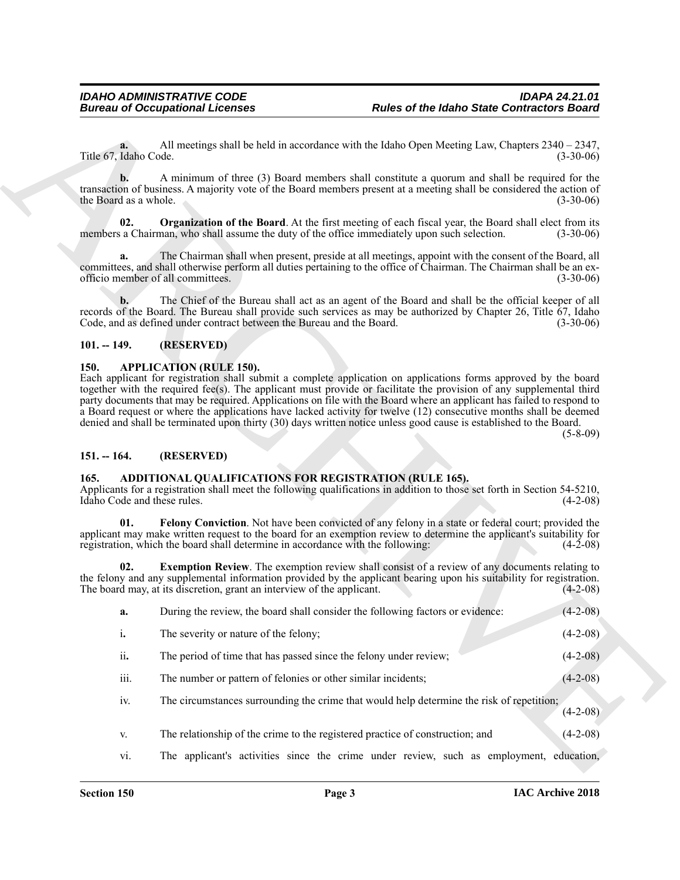**a.** All meetings shall be held in accordance with the Idaho Open Meeting Law, Chapters 2340 – 2347, Title 67, Idaho Code. (3-30-06)

**b.** A minimum of three (3) Board members shall constitute a quorum and shall be required for the transaction of business. A majority vote of the Board members present at a meeting shall be considered the action of the Board as a whole. (3-30-06)

**02. Organization of the Board**. At the first meeting of each fiscal year, the Board shall elect from its members a Chairman, who shall assume the duty of the office immediately upon such selection. (3-30-06)

**a.** The Chairman shall when present, preside at all meetings, appoint with the consent of the Board, all committees, and shall otherwise perform all duties pertaining to the office of Chairman. The Chairman shall be an ex-officio member of all committees. (3-30-06)

**b.** The Chief of the Bureau shall act as an agent of the Board and shall be the official keeper of all records of the Board. The Bureau shall provide such services as may be authorized by Chapter 26, Title 67, Idaho Code, and as defined under contract between the Bureau and the Board. (3-30-06)

## 101. -- 149. (RESERVED)

## 150. APPLICATION (RULE 150).

Each applicant for registration shall submit a complete application on applications forms approved by the board together with the required fee(s). The applicant must provide or facilitate the provision of any supplemental third party documents that may be required. Applications on file with the Board where an applicant has failed to respond to a Board request or where the applications have lacked activity for twelve (12) consecutive months shall be deemed denied and shall be terminated upon thirty (30) days written notice unless good cause is established to the Board. (5-8-09)

## 151. -- 164. (RESERVED)

## 165. ADDITIONAL QUALIFICATIONS FOR REGISTRATION (RULE 165).

Applicants for a registration shall meet the following qualifications in addition to those set forth in Section 54-5210, Idaho Code and these rules. (4-2-08)

**01. Felony Conviction**. Not have been convicted of any felony in a state or federal court; provided the applicant may make written request to the board for an exemption review to determine the applicant's suitability for registration, which the board shall determine in accordance with the following: (4-2-08)

**02. Exemption Review**. The exemption review shall consist of a review of any documents relating to the felony and any supplemental information provided by the applicant bearing upon his suitability for registration. The board may, at its discretion, grant an interview of the applicant. (4-2-08)

**a.** During the review, the board shall consider the following factors or evidence: (4-2-08)

i. The severity or nature of the felony; (4-2-08)

ii. The period of time that has passed since the felony under review; (4-2-08)

iii. The number or pattern of felonies or other similar incidents; (4-2-08)

iv. The circumstances surrounding the crime that would help determine the risk of repetition; (4-2-08)

v. The relationship of the crime to the registered practice of construction; and (4-2-08)

vi. The applicant's activities since the crime under review, such as employment, education,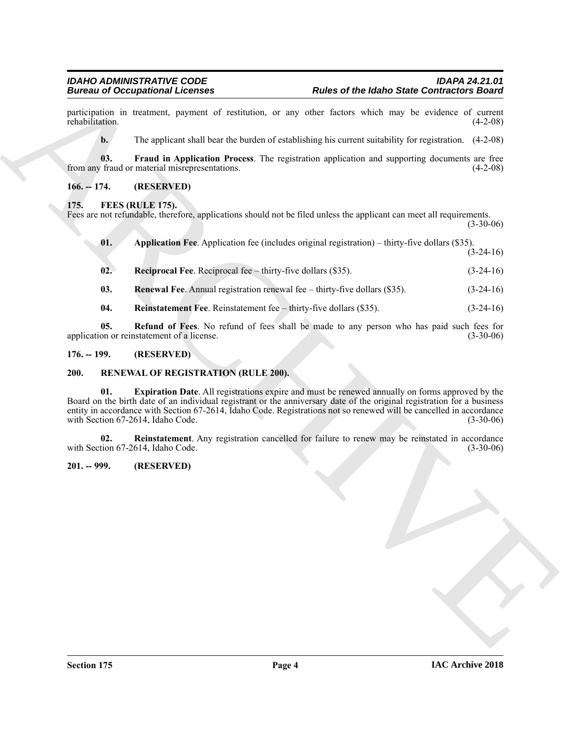participation in treatment, payment of restitution, or any other factors which may be evidence of current rehabilitation. (4-2-08)

**b.** The applicant shall bear the burden of establishing his current suitability for registration. (4-2-08)

**03. Fraud in Application Process**. The registration application and supporting documents are free from any fraud or material misrepresentations. (4-2-08)

## 166. -- 174. (RESERVED)

## 175. FEES (RULE 175).

Fees are not refundable, therefore, applications should not be filed unless the applicant can meet all requirements. (3-30-06)

**01. Application Fee**. Application fee (includes original registration) – thirty-five dollars ($35). (3-24-16)

**02. Reciprocal Fee**. Reciprocal fee – thirty-five dollars ($35). (3-24-16)

**03. Renewal Fee**. Annual registration renewal fee – thirty-five dollars ($35). (3-24-16)

**04. Reinstatement Fee**. Reinstatement fee – thirty-five dollars ($35). (3-24-16)

**05. Refund of Fees**. No refund of fees shall be made to any person who has paid such fees for application or reinstatement of a license. (3-30-06)

## 176. -- 199. (RESERVED)

## 200. RENEWAL OF REGISTRATION (RULE 200).

**01. Expiration Date**. All registrations expire and must be renewed annually on forms approved by the Board on the birth date of an individual registrant or the anniversary date of the original registration for a business entity in accordance with Section 67-2614, Idaho Code. Registrations not so renewed will be cancelled in accordance with Section 67-2614, Idaho Code. (3-30-06)

**02. Reinstatement**. Any registration cancelled for failure to renew may be reinstated in accordance with Section 67-2614, Idaho Code. (3-30-06)

## 201. -- 999. (RESERVED)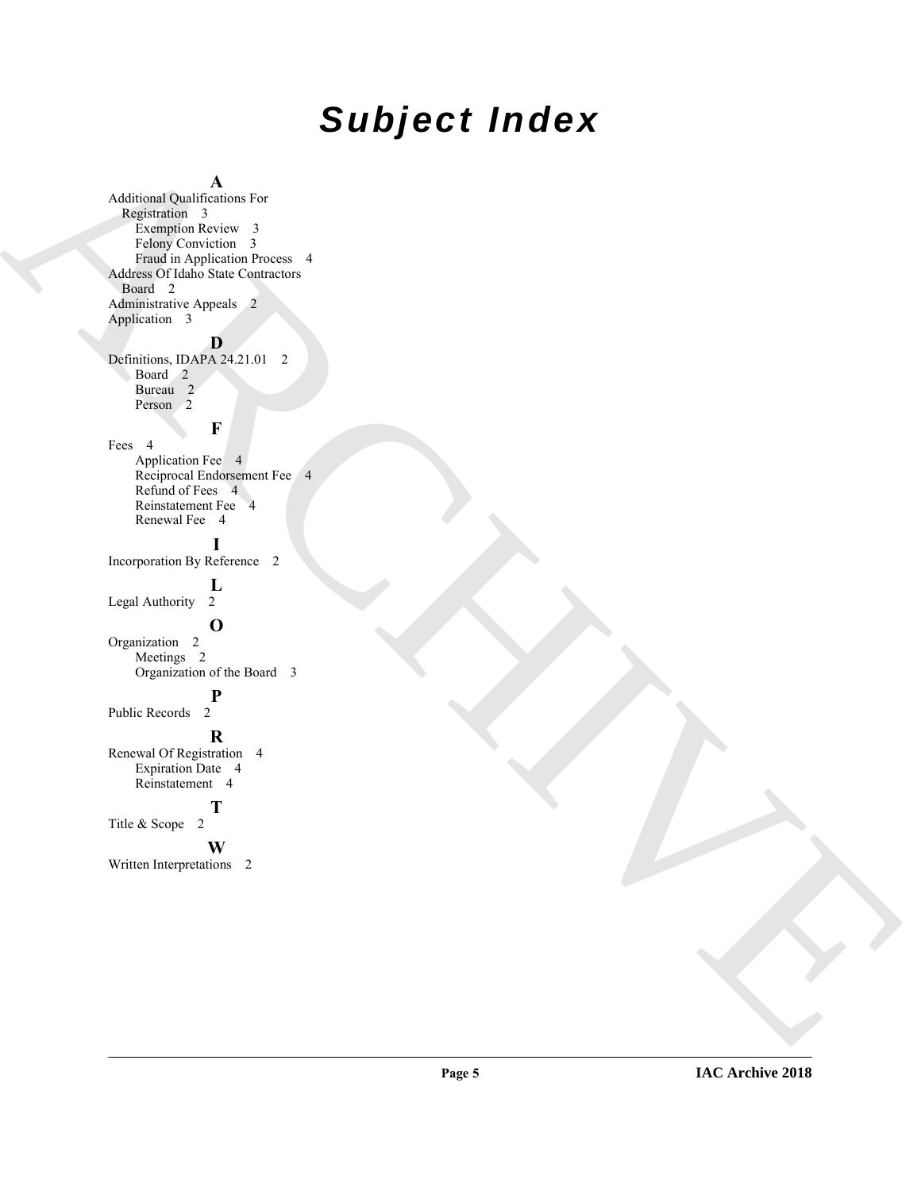# *Subject Index*

**A**

Additional Qualifications For Registration 3
- Exemption Review 3
- Felony Conviction 3
- Fraud in Application Process 4

Address Of Idaho State Contractors Board 2

Administrative Appeals 2

Application 3

**D**

Definitions, IDAPA 24.21.01 2
- Board 2
- Bureau 2
- Person 2

**F**

Fees 4
- Application Fee 4
- Reciprocal Endorsement Fee 4
- Refund of Fees 4
- Reinstatement Fee 4
- Renewal Fee 4

**I**

Incorporation By Reference 2

**L**

Legal Authority 2

**O**

Organization 2
- Meetings 2
- Organization of the Board 3

**P**

Public Records 2

**R**

Renewal Of Registration 4
- Expiration Date 4
- Reinstatement 4

**T**

Title & Scope 2

**W**

Written Interpretations 2